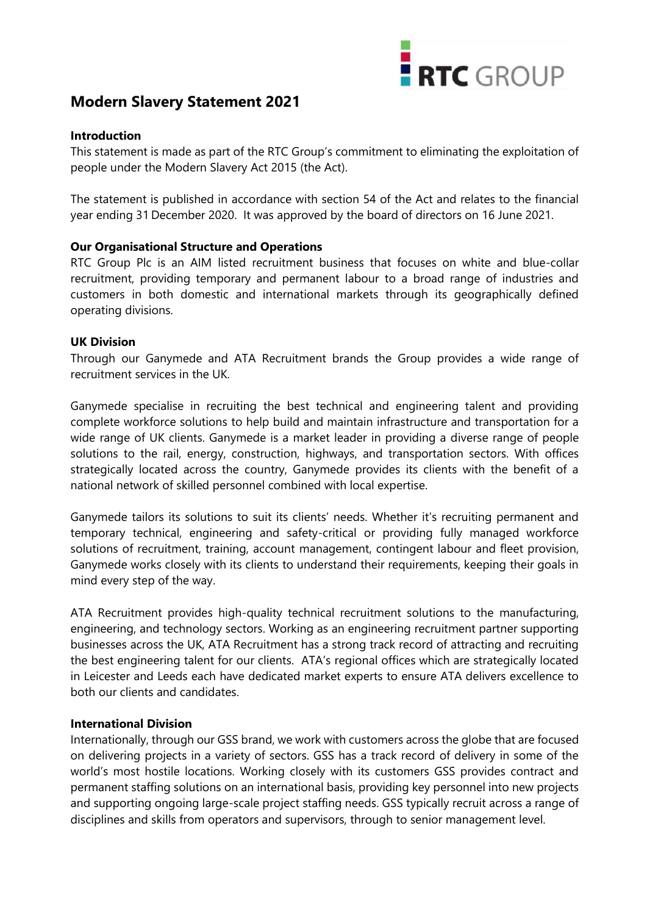# Modern Slavery Statement 2021

## Introduction

This statement is made as part of the RTC Group's commitment to eliminating the exploitation of people under the Modern Slavery Act 2015 (the Act).

The statement is published in accordance with section 54 of the Act and relates to the financial year ending 31 December 2020. It was approved by the board of directors on 16 June 2021.

## Our Organisational Structure and Operations

RTC Group Plc is an AIM listed recruitment business that focuses on white and blue-collar recruitment, providing temporary and permanent labour to a broad range of industries and customers in both domestic and international markets through its geographically defined operating divisions.

## UK Division

Through our Ganymede and ATA Recruitment brands the Group provides a wide range of recruitment services in the UK.

Ganymede specialise in recruiting the best technical and engineering talent and providing complete workforce solutions to help build and maintain infrastructure and transportation for a wide range of UK clients. Ganymede is a market leader in providing a diverse range of people solutions to the rail, energy, construction, highways, and transportation sectors. With offices strategically located across the country, Ganymede provides its clients with the benefit of a national network of skilled personnel combined with local expertise.

Ganymede tailors its solutions to suit its clients' needs. Whether it's recruiting permanent and temporary technical, engineering and safety-critical or providing fully managed workforce solutions of recruitment, training, account management, contingent labour and fleet provision, Ganymede works closely with its clients to understand their requirements, keeping their goals in mind every step of the way.

ATA Recruitment provides high-quality technical recruitment solutions to the manufacturing, engineering, and technology sectors. Working as an engineering recruitment partner supporting businesses across the UK, ATA Recruitment has a strong track record of attracting and recruiting the best engineering talent for our clients. ATA's regional offices which are strategically located in Leicester and Leeds each have dedicated market experts to ensure ATA delivers excellence to both our clients and candidates.

## International Division

Internationally, through our GSS brand, we work with customers across the globe that are focused on delivering projects in a variety of sectors. GSS has a track record of delivery in some of the world's most hostile locations. Working closely with its customers GSS provides contract and permanent staffing solutions on an international basis, providing key personnel into new projects and supporting ongoing large-scale project staffing needs. GSS typically recruit across a range of disciplines and skills from operators and supervisors, through to senior management level.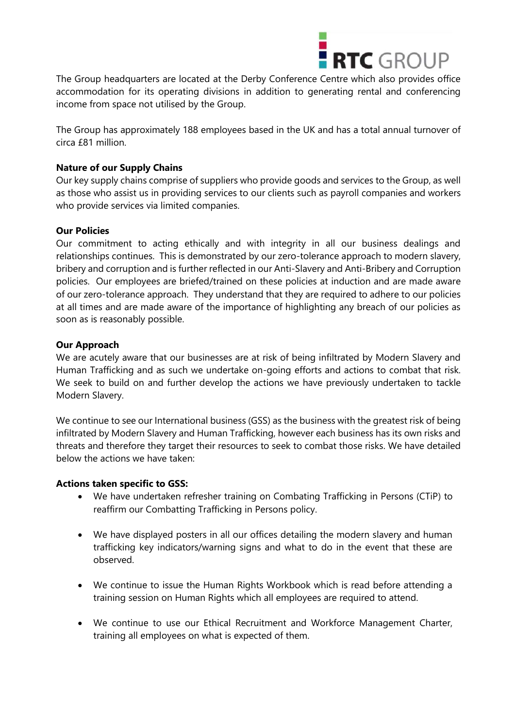The Group headquarters are located at the Derby Conference Centre which also provides office accommodation for its operating divisions in addition to generating rental and conferencing income from space not utilised by the Group.

The Group has approximately 188 employees based in the UK and has a total annual turnover of circa £81 million.

**Nature of our Supply Chains**

Our key supply chains comprise of suppliers who provide goods and services to the Group, as well as those who assist us in providing services to our clients such as payroll companies and workers who provide services via limited companies.

**Our Policies**

Our commitment to acting ethically and with integrity in all our business dealings and relationships continues. This is demonstrated by our zero-tolerance approach to modern slavery, bribery and corruption and is further reflected in our Anti-Slavery and Anti-Bribery and Corruption policies. Our employees are briefed/trained on these policies at induction and are made aware of our zero-tolerance approach. They understand that they are required to adhere to our policies at all times and are made aware of the importance of highlighting any breach of our policies as soon as is reasonably possible.

**Our Approach**

We are acutely aware that our businesses are at risk of being infiltrated by Modern Slavery and Human Trafficking and as such we undertake on-going efforts and actions to combat that risk. We seek to build on and further develop the actions we have previously undertaken to tackle Modern Slavery.

We continue to see our International business (GSS) as the business with the greatest risk of being infiltrated by Modern Slavery and Human Trafficking, however each business has its own risks and threats and therefore they target their resources to seek to combat those risks. We have detailed below the actions we have taken:

**Actions taken specific to GSS:**

- We have undertaken refresher training on Combating Trafficking in Persons (CTiP) to reaffirm our Combatting Trafficking in Persons policy.
- We have displayed posters in all our offices detailing the modern slavery and human trafficking key indicators/warning signs and what to do in the event that these are observed.
- We continue to issue the Human Rights Workbook which is read before attending a training session on Human Rights which all employees are required to attend.
- We continue to use our Ethical Recruitment and Workforce Management Charter, training all employees on what is expected of them.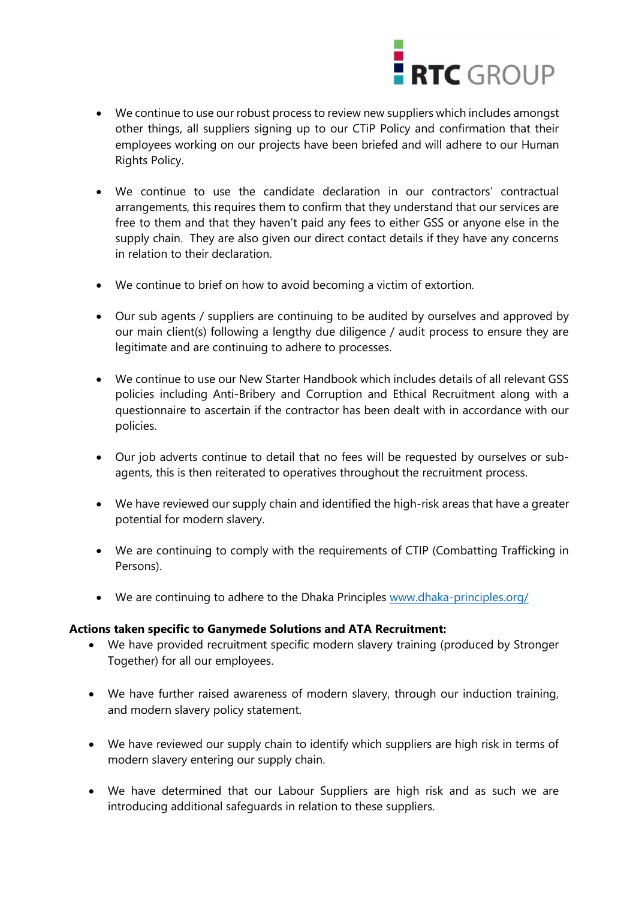- We continue to use our robust process to review new suppliers which includes amongst other things, all suppliers signing up to our CTiP Policy and confirmation that their employees working on our projects have been briefed and will adhere to our Human Rights Policy.

- We continue to use the candidate declaration in our contractors' contractual arrangements, this requires them to confirm that they understand that our services are free to them and that they haven't paid any fees to either GSS or anyone else in the supply chain. They are also given our direct contact details if they have any concerns in relation to their declaration.

- We continue to brief on how to avoid becoming a victim of extortion.

- Our sub agents / suppliers are continuing to be audited by ourselves and approved by our main client(s) following a lengthy due diligence / audit process to ensure they are legitimate and are continuing to adhere to processes.

- We continue to use our New Starter Handbook which includes details of all relevant GSS policies including Anti-Bribery and Corruption and Ethical Recruitment along with a questionnaire to ascertain if the contractor has been dealt with in accordance with our policies.

- Our job adverts continue to detail that no fees will be requested by ourselves or sub-agents, this is then reiterated to operatives throughout the recruitment process.

- We have reviewed our supply chain and identified the high-risk areas that have a greater potential for modern slavery.

- We are continuing to comply with the requirements of CTIP (Combatting Trafficking in Persons).

- We are continuing to adhere to the Dhaka Principles [www.dhaka-principles.org/](www.dhaka-principles.org/)

**Actions taken specific to Ganymede Solutions and ATA Recruitment:**

- We have provided recruitment specific modern slavery training (produced by Stronger Together) for all our employees.

- We have further raised awareness of modern slavery, through our induction training, and modern slavery policy statement.

- We have reviewed our supply chain to identify which suppliers are high risk in terms of modern slavery entering our supply chain.

- We have determined that our Labour Suppliers are high risk and as such we are introducing additional safeguards in relation to these suppliers.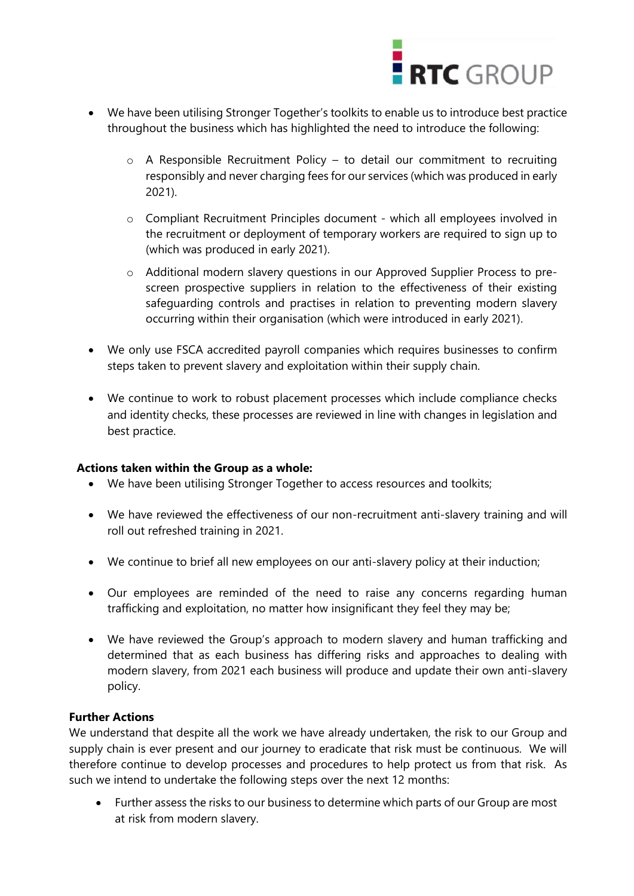- We have been utilising Stronger Together's toolkits to enable us to introduce best practice throughout the business which has highlighted the need to introduce the following:
    - A Responsible Recruitment Policy – to detail our commitment to recruiting responsibly and never charging fees for our services (which was produced in early 2021).
    - Compliant Recruitment Principles document - which all employees involved in the recruitment or deployment of temporary workers are required to sign up to (which was produced in early 2021).
    - Additional modern slavery questions in our Approved Supplier Process to pre-screen prospective suppliers in relation to the effectiveness of their existing safeguarding controls and practises in relation to preventing modern slavery occurring within their organisation (which were introduced in early 2021).
- We only use FSCA accredited payroll companies which requires businesses to confirm steps taken to prevent slavery and exploitation within their supply chain.
- We continue to work to robust placement processes which include compliance checks and identity checks, these processes are reviewed in line with changes in legislation and best practice.

**Actions taken within the Group as a whole:**

- We have been utilising Stronger Together to access resources and toolkits;
- We have reviewed the effectiveness of our non-recruitment anti-slavery training and will roll out refreshed training in 2021.
- We continue to brief all new employees on our anti-slavery policy at their induction;
- Our employees are reminded of the need to raise any concerns regarding human trafficking and exploitation, no matter how insignificant they feel they may be;
- We have reviewed the Group's approach to modern slavery and human trafficking and determined that as each business has differing risks and approaches to dealing with modern slavery, from 2021 each business will produce and update their own anti-slavery policy.

**Further Actions**

We understand that despite all the work we have already undertaken, the risk to our Group and supply chain is ever present and our journey to eradicate that risk must be continuous. We will therefore continue to develop processes and procedures to help protect us from that risk. As such we intend to undertake the following steps over the next 12 months:

- Further assess the risks to our business to determine which parts of our Group are most at risk from modern slavery.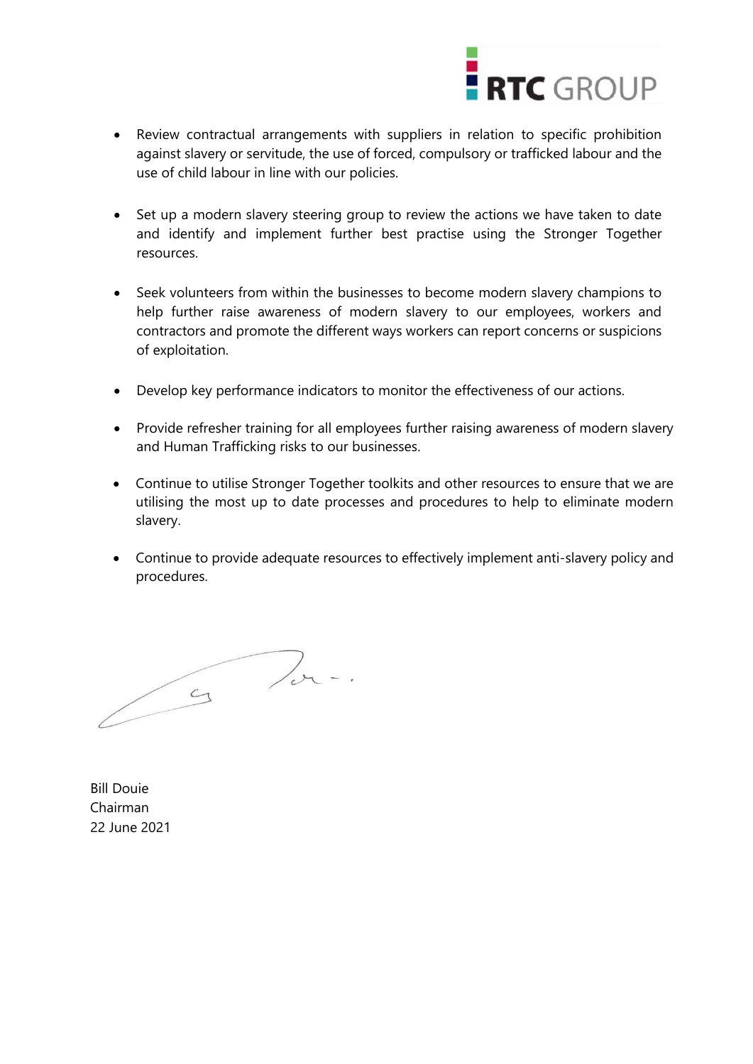- Review contractual arrangements with suppliers in relation to specific prohibition against slavery or servitude, the use of forced, compulsory or trafficked labour and the use of child labour in line with our policies.

- Set up a modern slavery steering group to review the actions we have taken to date and identify and implement further best practise using the Stronger Together resources.

- Seek volunteers from within the businesses to become modern slavery champions to help further raise awareness of modern slavery to our employees, workers and contractors and promote the different ways workers can report concerns or suspicions of exploitation.

- Develop key performance indicators to monitor the effectiveness of our actions.

- Provide refresher training for all employees further raising awareness of modern slavery and Human Trafficking risks to our businesses.

- Continue to utilise Stronger Together toolkits and other resources to ensure that we are utilising the most up to date processes and procedures to help to eliminate modern slavery.

- Continue to provide adequate resources to effectively implement anti-slavery policy and procedures.

Bill Douie
Chairman
22 June 2021